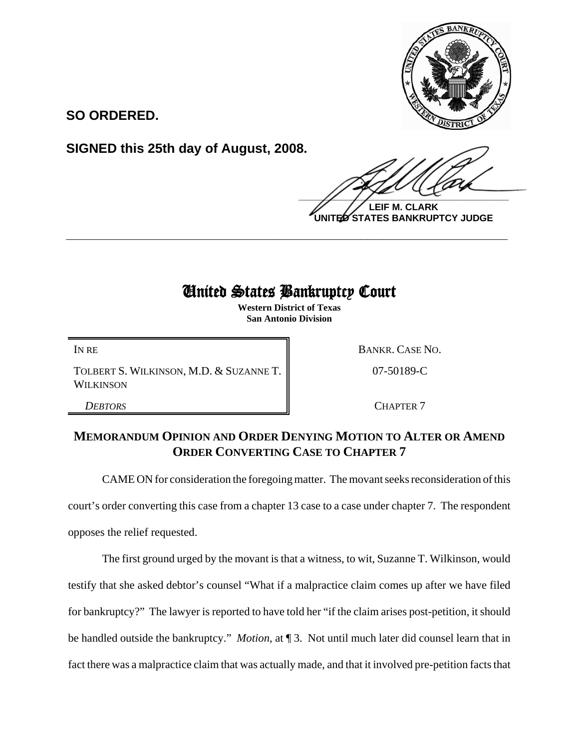**SO ORDERED.**

**SIGNED this 25th day of August, 2008.**

**LEIF M. CLARK**
**UNITED STATES BANKRUPTCY JUDGE**

---

# United States Bankruptcy Court

**Western District of Texas**
**San Antonio Division**

| | |
|---|---|
| IN RE | BANKR. CASE NO. |
| TOLBERT S. WILKINSON, M.D. & SUZANNE T. WILKINSON | 07-50189-C |
| *DEBTORS* | CHAPTER 7 |

## MEMORANDUM OPINION AND ORDER DENYING MOTION TO ALTER OR AMEND ORDER CONVERTING CASE TO CHAPTER 7

CAME ON for consideration the foregoing matter. The movant seeks reconsideration of this court's order converting this case from a chapter 13 case to a case under chapter 7. The respondent opposes the relief requested.

The first ground urged by the movant is that a witness, to wit, Suzanne T. Wilkinson, would testify that she asked debtor's counsel "What if a malpractice claim comes up after we have filed for bankruptcy?" The lawyer is reported to have told her "if the claim arises post-petition, it should be handled outside the bankruptcy." *Motion*, at ¶ 3. Not until much later did counsel learn that in fact there was a malpractice claim that was actually made, and that it involved pre-petition facts that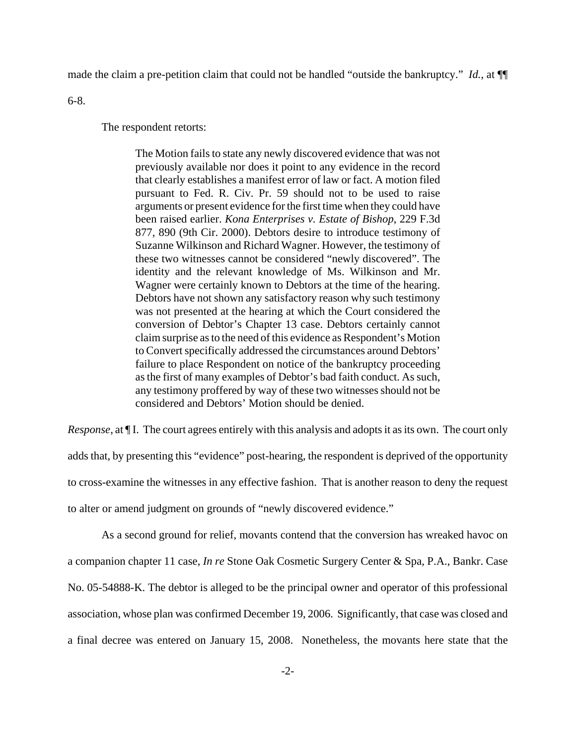made the claim a pre-petition claim that could not be handled "outside the bankruptcy." *Id.*, at ¶¶ 6-8.

The respondent retorts:

> The Motion fails to state any newly discovered evidence that was not previously available nor does it point to any evidence in the record that clearly establishes a manifest error of law or fact. A motion filed pursuant to Fed. R. Civ. Pr. 59 should not to be used to raise arguments or present evidence for the first time when they could have been raised earlier. *Kona Enterprises v. Estate of Bishop*, 229 F.3d 877, 890 (9th Cir. 2000). Debtors desire to introduce testimony of Suzanne Wilkinson and Richard Wagner. However, the testimony of these two witnesses cannot be considered "newly discovered". The identity and the relevant knowledge of Ms. Wilkinson and Mr. Wagner were certainly known to Debtors at the time of the hearing. Debtors have not shown any satisfactory reason why such testimony was not presented at the hearing at which the Court considered the conversion of Debtor's Chapter 13 case. Debtors certainly cannot claim surprise as to the need of this evidence as Respondent's Motion to Convert specifically addressed the circumstances around Debtors' failure to place Respondent on notice of the bankruptcy proceeding as the first of many examples of Debtor's bad faith conduct. As such, any testimony proffered by way of these two witnesses should not be considered and Debtors' Motion should be denied.

*Response*, at ¶ I. The court agrees entirely with this analysis and adopts it as its own. The court only adds that, by presenting this "evidence" post-hearing, the respondent is deprived of the opportunity to cross-examine the witnesses in any effective fashion. That is another reason to deny the request to alter or amend judgment on grounds of "newly discovered evidence."

As a second ground for relief, movants contend that the conversion has wreaked havoc on a companion chapter 11 case, *In re* Stone Oak Cosmetic Surgery Center & Spa, P.A., Bankr. Case No. 05-54888-K. The debtor is alleged to be the principal owner and operator of this professional association, whose plan was confirmed December 19, 2006. Significantly, that case was closed and a final decree was entered on January 15, 2008. Nonetheless, the movants here state that the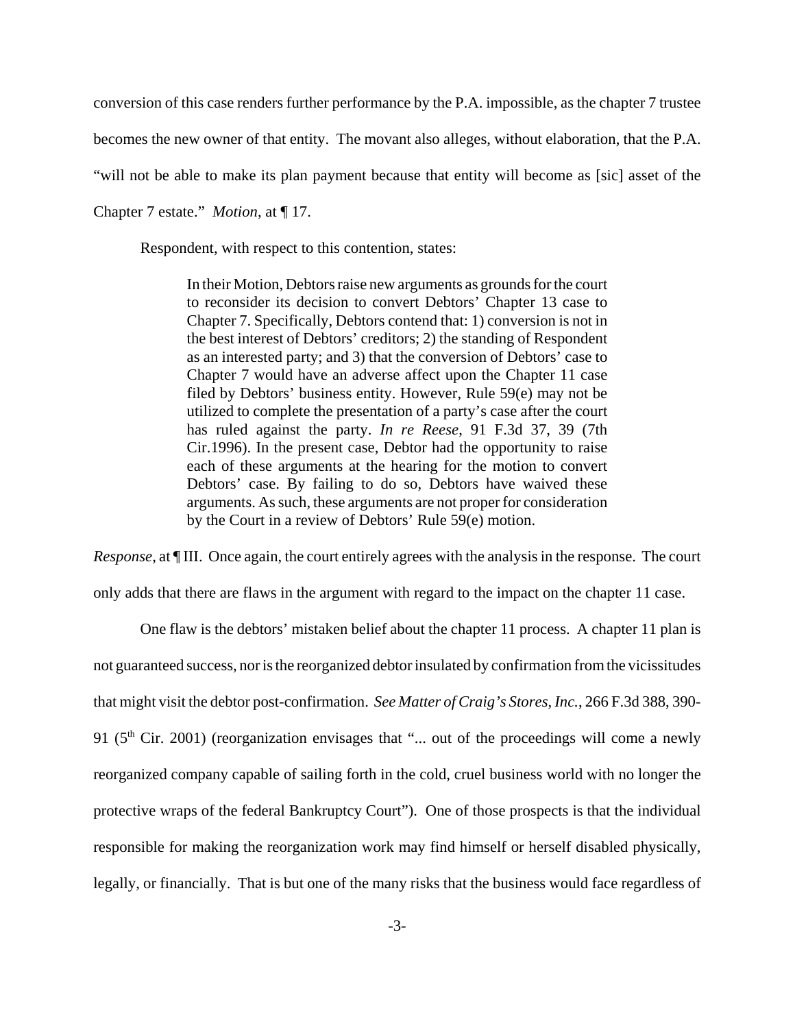conversion of this case renders further performance by the P.A. impossible, as the chapter 7 trustee becomes the new owner of that entity. The movant also alleges, without elaboration, that the P.A. "will not be able to make its plan payment because that entity will become as [sic] asset of the Chapter 7 estate." *Motion*, at ¶ 17.

Respondent, with respect to this contention, states:

> In their Motion, Debtors raise new arguments as grounds for the court to reconsider its decision to convert Debtors' Chapter 13 case to Chapter 7. Specifically, Debtors contend that: 1) conversion is not in the best interest of Debtors' creditors; 2) the standing of Respondent as an interested party; and 3) that the conversion of Debtors' case to Chapter 7 would have an adverse affect upon the Chapter 11 case filed by Debtors' business entity. However, Rule 59(e) may not be utilized to complete the presentation of a party's case after the court has ruled against the party. *In re Reese*, 91 F.3d 37, 39 (7th Cir.1996). In the present case, Debtor had the opportunity to raise each of these arguments at the hearing for the motion to convert Debtors' case. By failing to do so, Debtors have waived these arguments. As such, these arguments are not proper for consideration by the Court in a review of Debtors' Rule 59(e) motion.

*Response*, at ¶ III. Once again, the court entirely agrees with the analysis in the response. The court only adds that there are flaws in the argument with regard to the impact on the chapter 11 case.

One flaw is the debtors' mistaken belief about the chapter 11 process. A chapter 11 plan is not guaranteed success, nor is the reorganized debtor insulated by confirmation from the vicissitudes that might visit the debtor post-confirmation. *See Matter of Craig's Stores, Inc.*, 266 F.3d 388, 390-91 (5th Cir. 2001) (reorganization envisages that "... out of the proceedings will come a newly reorganized company capable of sailing forth in the cold, cruel business world with no longer the protective wraps of the federal Bankruptcy Court"). One of those prospects is that the individual responsible for making the reorganization work may find himself or herself disabled physically, legally, or financially. That is but one of the many risks that the business would face regardless of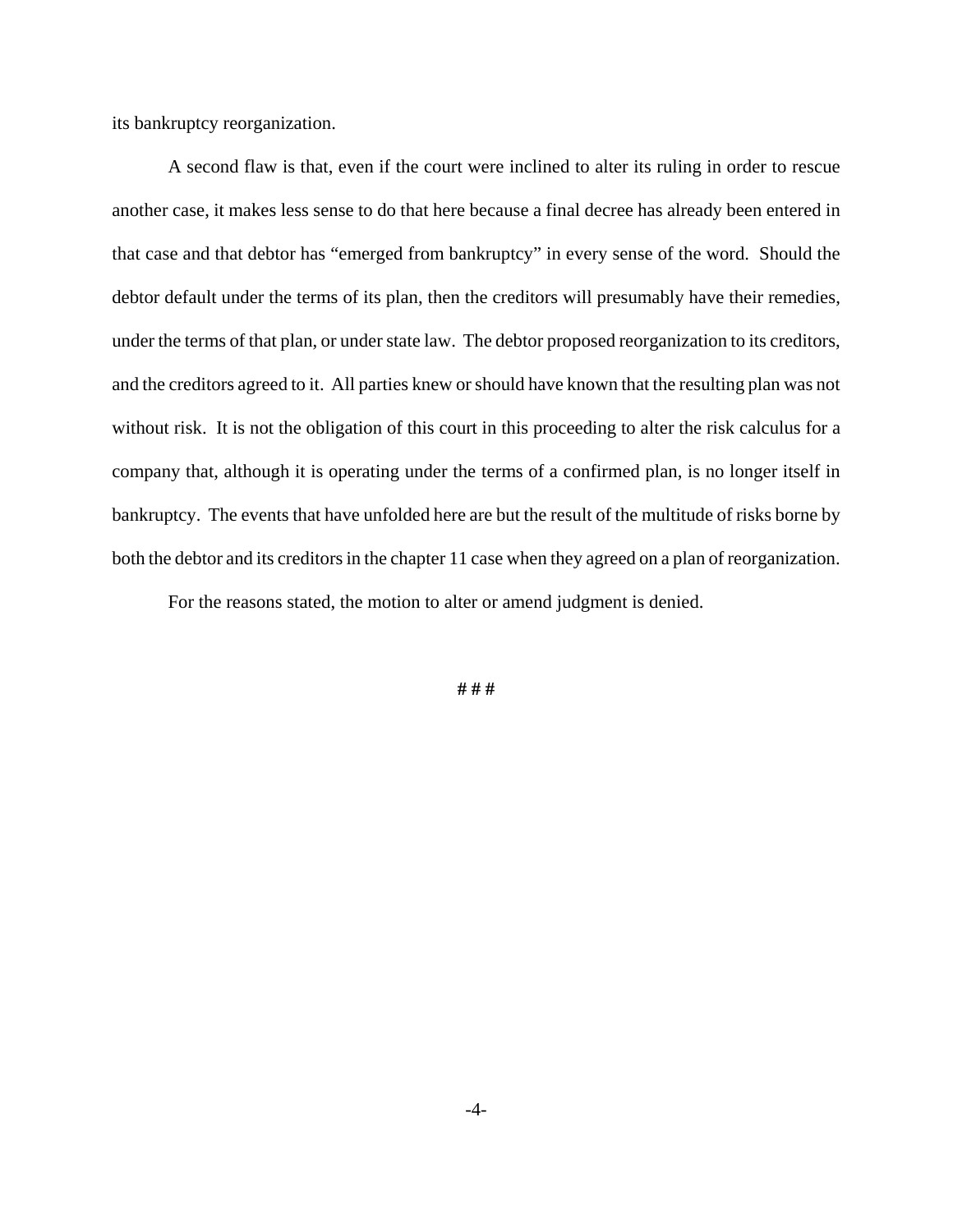its bankruptcy reorganization.

A second flaw is that, even if the court were inclined to alter its ruling in order to rescue another case, it makes less sense to do that here because a final decree has already been entered in that case and that debtor has "emerged from bankruptcy" in every sense of the word. Should the debtor default under the terms of its plan, then the creditors will presumably have their remedies, under the terms of that plan, or under state law. The debtor proposed reorganization to its creditors, and the creditors agreed to it. All parties knew or should have known that the resulting plan was not without risk. It is not the obligation of this court in this proceeding to alter the risk calculus for a company that, although it is operating under the terms of a confirmed plan, is no longer itself in bankruptcy. The events that have unfolded here are but the result of the multitude of risks borne by both the debtor and its creditors in the chapter 11 case when they agreed on a plan of reorganization.

For the reasons stated, the motion to alter or amend judgment is denied.

# # #